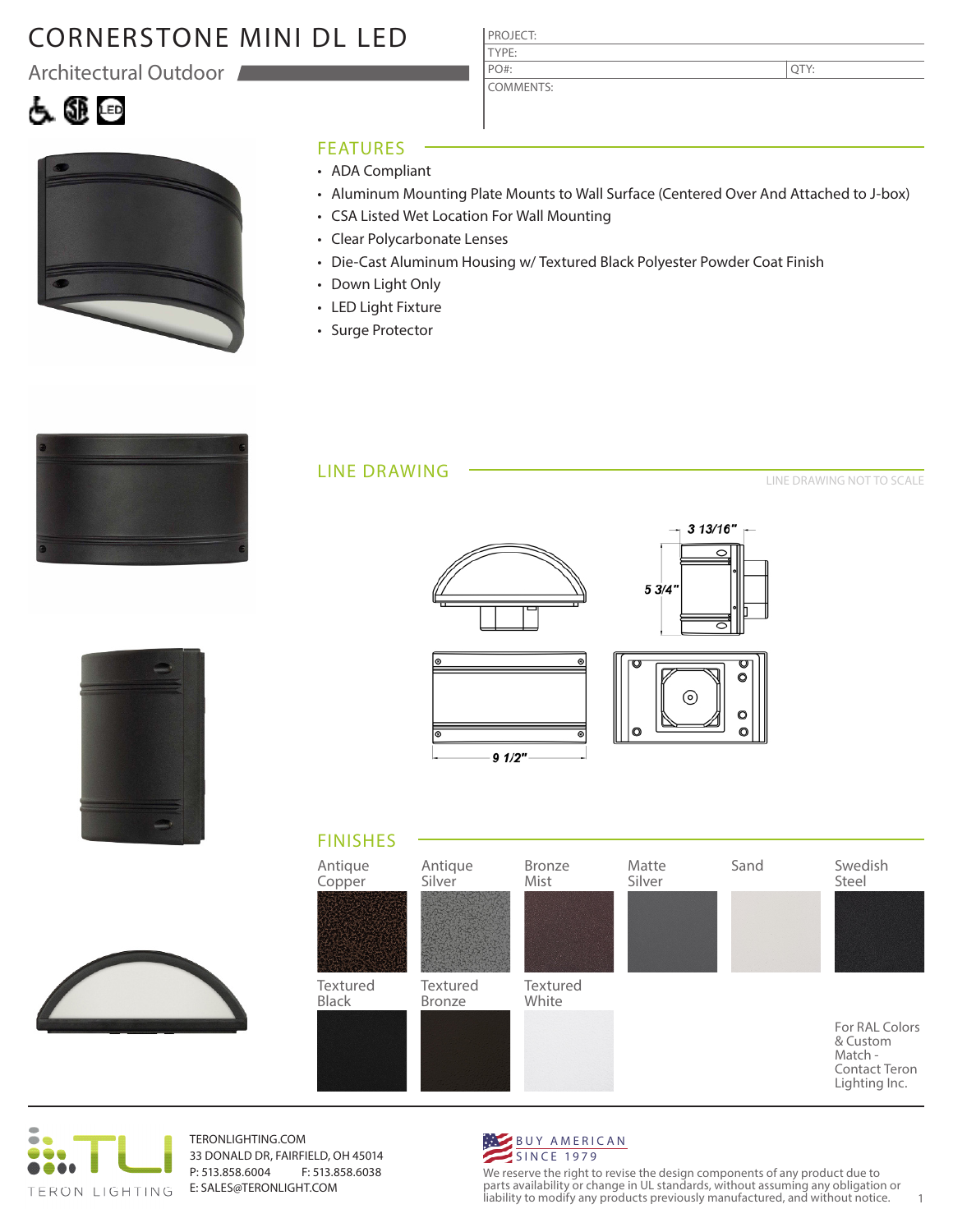# CORNERSTONE MINI DL LED

## Architectural Outdoor

| PROJECT: | |
|---|---|
| TYPE: | |
| PO#: | QTY: |
| COMMENTS: | |

## FEATURES

- ADA Compliant
- Aluminum Mounting Plate Mounts to Wall Surface (Centered Over And Attached to J-box)
- CSA Listed Wet Location For Wall Mounting
- Clear Polycarbonate Lenses
- Die-Cast Aluminum Housing w/ Textured Black Polyester Powder Coat Finish
- Down Light Only
- LED Light Fixture
- Surge Protector

## LINE DRAWING

LINE DRAWING NOT TO SCALE

3 13/16"

5 3/4"

9 1/2"

## FINISHES

- Antique Copper
- Antique Silver
- Bronze Mist
- Matte Silver
- Sand
- Swedish Steel
- Textured Black
- Textured Bronze
- Textured White

For RAL Colors & Custom Match - Contact Teron Lighting Inc.

TERON LIGHTING

TERONLIGHTING.COM
33 DONALD DR, FAIRFIELD, OH 45014
P: 513.858.6004 F: 513.858.6038
E: SALES@TERONLIGHT.COM

BUY AMERICAN
SINCE 1979

We reserve the right to revise the design components of any product due to parts availability or change in UL standards, without assuming any obligation or liability to modify any products previously manufactured, and without notice.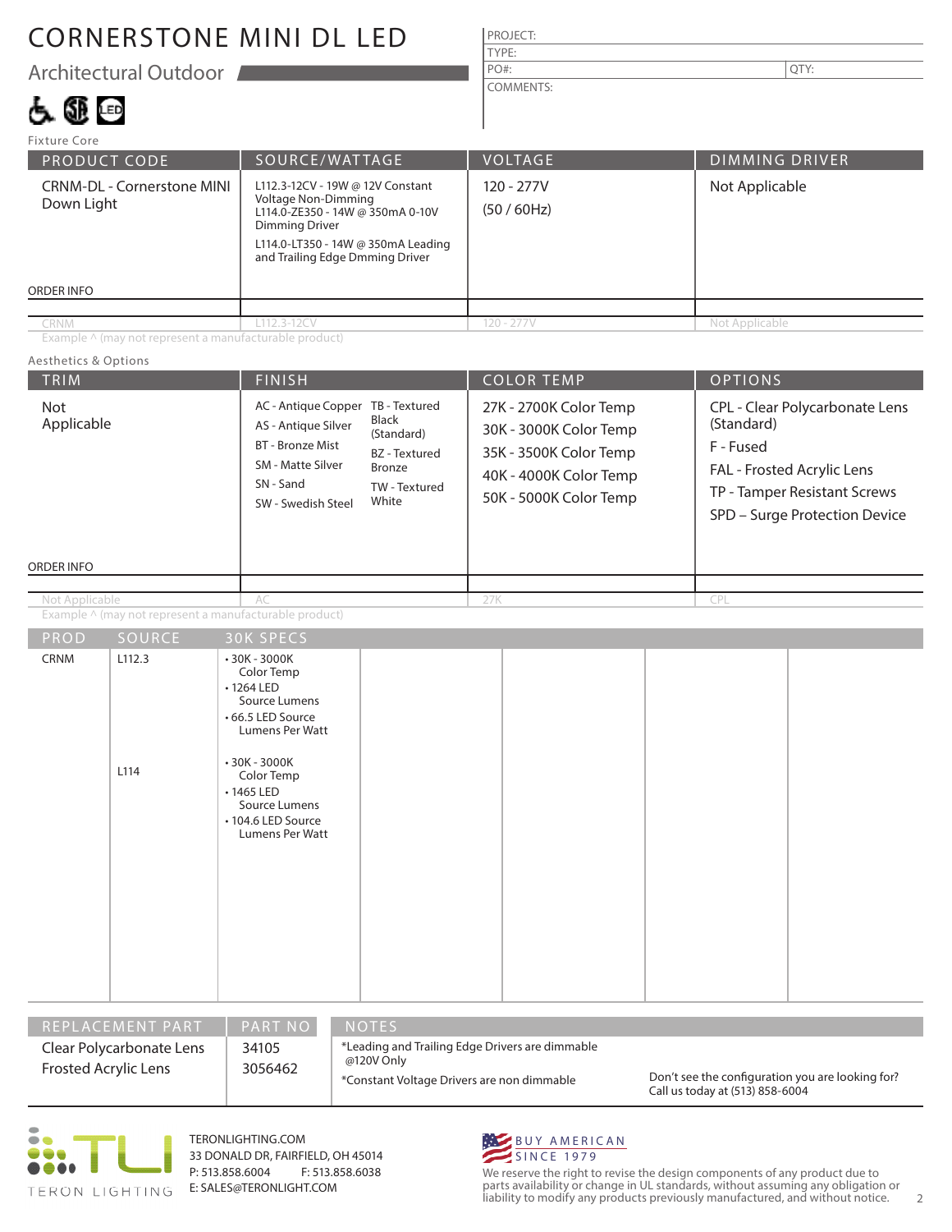# CORNERSTONE MINI DL LED

## Architectural Outdoor

| PROJECT: | |
|---|---|
| TYPE: | |
| PO#: | QTY: |
| COMMENTS: | |

Fixture Core

| PRODUCT CODE | SOURCE/WATTAGE | VOLTAGE | DIMMING DRIVER |
|---|---|---|---|
| CRNM-DL - Cornerstone MINI Down Light | L112.3-12CV - 19W @ 12V Constant Voltage Non-Dimming<br>L114.0-ZE350 - 14W @ 350mA 0-10V Dimming Driver<br>L114.0-LT350 - 14W @ 350mA Leading and Trailing Edge Dmming Driver | 120 - 277V<br>(50 / 60Hz) | Not Applicable |
| ORDER INFO | | | |
| CRNM | L112.3-12CV | 120 - 277V | Not Applicable |

Example ^ (may not represent a manufacturable product)

Aesthetics & Options

| TRIM | FINISH | COLOR TEMP | OPTIONS |
|---|---|---|---|
| Not Applicable | AC - Antique Copper<br>AS - Antique Silver<br>BT - Bronze Mist<br>SM - Matte Silver<br>SN - Sand<br>SW - Swedish Steel<br>TB - Textured Black (Standard)<br>BZ - Textured Bronze<br>TW - Textured White | 27K - 2700K Color Temp<br>30K - 3000K Color Temp<br>35K - 3500K Color Temp<br>40K - 4000K Color Temp<br>50K - 5000K Color Temp | CPL - Clear Polycarbonate Lens (Standard)<br>F - Fused<br>FAL - Frosted Acrylic Lens<br>TP - Tamper Resistant Screws<br>SPD – Surge Protection Device |
| ORDER INFO | | | |
| Not Applicable | AC | 27K | CPL |

Example ^ (may not represent a manufacturable product)

| PROD | SOURCE | 30K SPECS |
|---|---|---|
| CRNM | L112.3 | • 30K - 3000K Color Temp<br>• 1264 LED Source Lumens<br>• 66.5 LED Source Lumens Per Watt |
| | L114 | • 30K - 3000K Color Temp<br>• 1465 LED Source Lumens<br>• 104.6 LED Source Lumens Per Watt |

| REPLACEMENT PART | PART NO |
|---|---|
| Clear Polycarbonate Lens | 34105 |
| Frosted Acrylic Lens | 3056462 |

**NOTES**

*Leading and Trailing Edge Drivers are dimmable @120V Only

*Constant Voltage Drivers are non dimmable

Don't see the configuration you are looking for? Call us today at (513) 858-6004

TERON LIGHTING

TERONLIGHTING.COM
33 DONALD DR, FAIRFIELD, OH 45014
P: 513.858.6004 F: 513.858.6038
E: SALES@TERONLIGHT.COM

BUY AMERICAN SINCE 1979

We reserve the right to revise the design components of any product due to parts availability or change in UL standards, without assuming any obligation or liability to modify any products previously manufactured, and without notice.